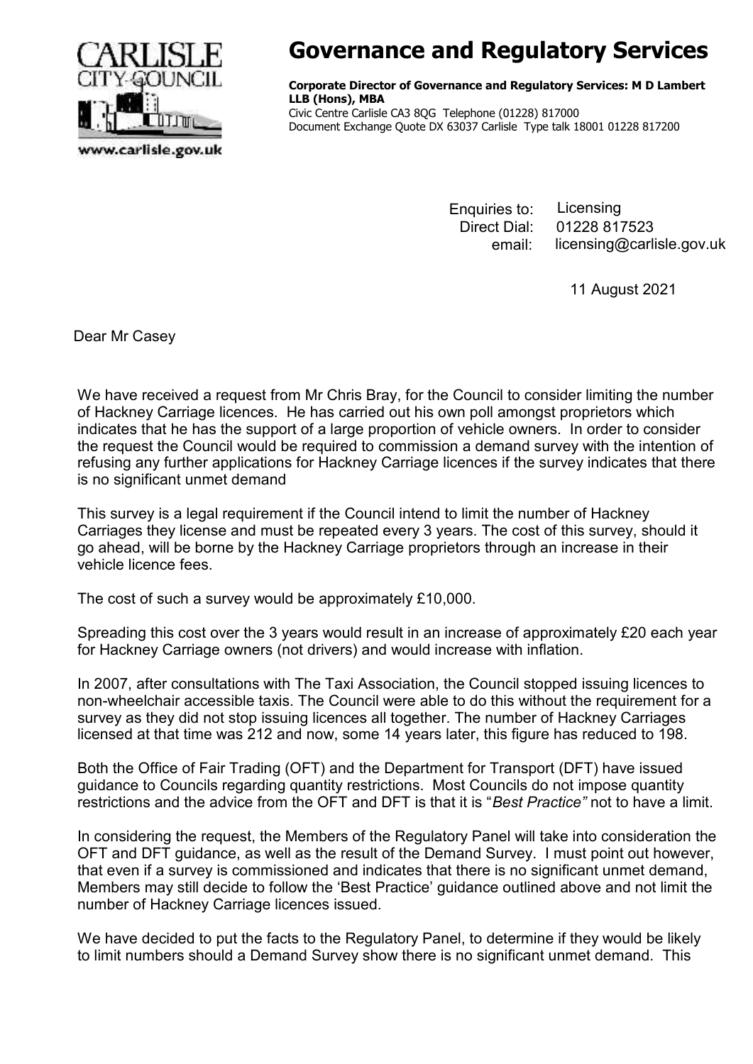CARLISLE CITY COUNCIL

www.carlisle.gov.uk

# Governance and Regulatory Services

**Corporate Director of Governance and Regulatory Services: M D Lambert LLB (Hons), MBA**
Civic Centre Carlisle CA3 8QG Telephone (01228) 817000
Document Exchange Quote DX 63037 Carlisle Type talk 18001 01228 817200

Enquiries to: Licensing
Direct Dial: 01228 817523
email: licensing@carlisle.gov.uk

11 August 2021

Dear Mr Casey

We have received a request from Mr Chris Bray, for the Council to consider limiting the number of Hackney Carriage licences. He has carried out his own poll amongst proprietors which indicates that he has the support of a large proportion of vehicle owners. In order to consider the request the Council would be required to commission a demand survey with the intention of refusing any further applications for Hackney Carriage licences if the survey indicates that there is no significant unmet demand

This survey is a legal requirement if the Council intend to limit the number of Hackney Carriages they license and must be repeated every 3 years. The cost of this survey, should it go ahead, will be borne by the Hackney Carriage proprietors through an increase in their vehicle licence fees.

The cost of such a survey would be approximately £10,000.

Spreading this cost over the 3 years would result in an increase of approximately £20 each year for Hackney Carriage owners (not drivers) and would increase with inflation.

In 2007, after consultations with The Taxi Association, the Council stopped issuing licences to non-wheelchair accessible taxis. The Council were able to do this without the requirement for a survey as they did not stop issuing licences all together. The number of Hackney Carriages licensed at that time was 212 and now, some 14 years later, this figure has reduced to 198.

Both the Office of Fair Trading (OFT) and the Department for Transport (DFT) have issued guidance to Councils regarding quantity restrictions. Most Councils do not impose quantity restrictions and the advice from the OFT and DFT is that it is "*Best Practice"* not to have a limit.

In considering the request, the Members of the Regulatory Panel will take into consideration the OFT and DFT guidance, as well as the result of the Demand Survey. I must point out however, that even if a survey is commissioned and indicates that there is no significant unmet demand, Members may still decide to follow the 'Best Practice' guidance outlined above and not limit the number of Hackney Carriage licences issued.

We have decided to put the facts to the Regulatory Panel, to determine if they would be likely to limit numbers should a Demand Survey show there is no significant unmet demand. This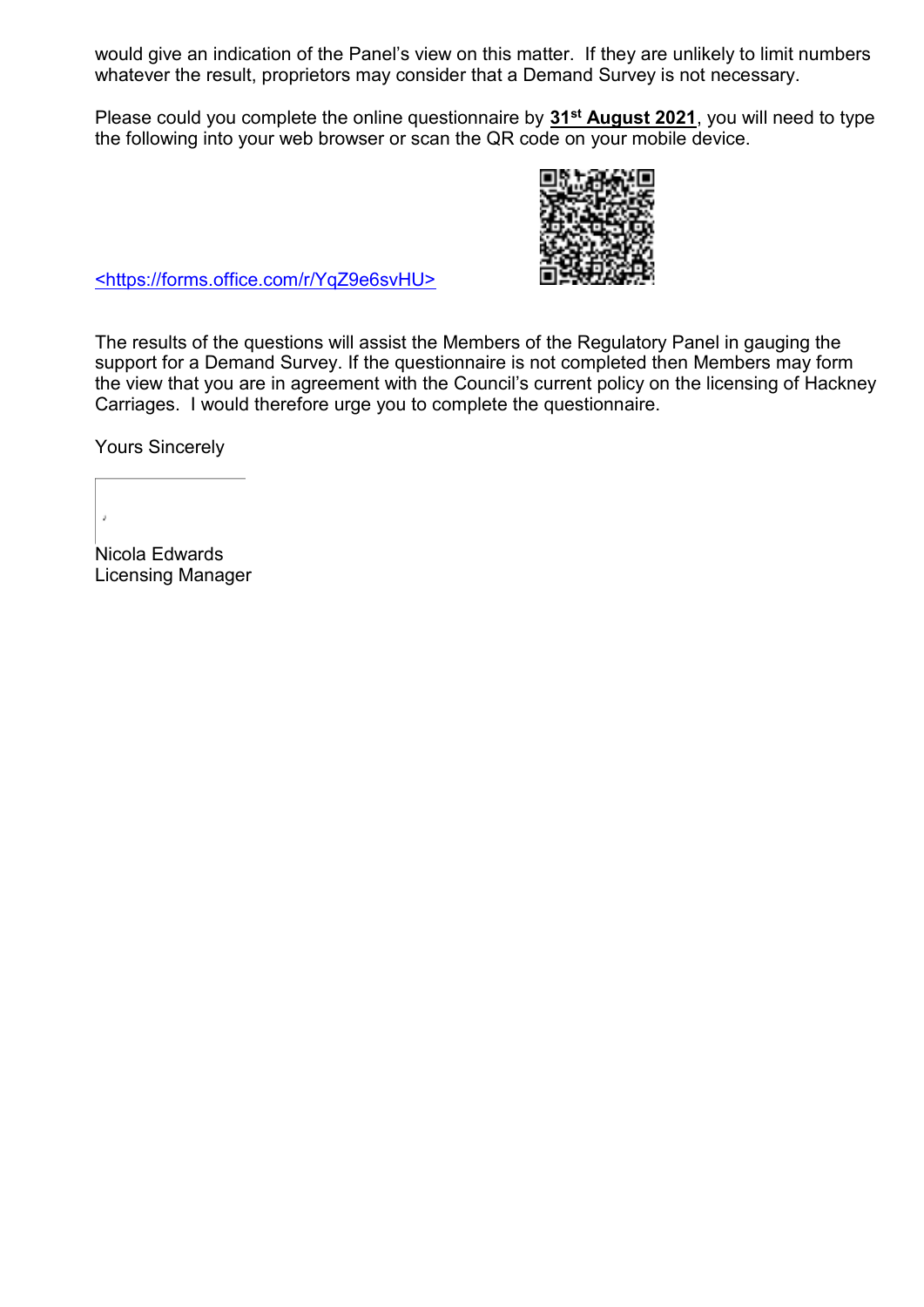would give an indication of the Panel's view on this matter. If they are unlikely to limit numbers whatever the result, proprietors may consider that a Demand Survey is not necessary.

Please could you complete the online questionnaire by **31st August 2021**, you will need to type the following into your web browser or scan the QR code on your mobile device.

<https://forms.office.com/r/YqZ9e6svHU>

The results of the questions will assist the Members of the Regulatory Panel in gauging the support for a Demand Survey. If the questionnaire is not completed then Members may form the view that you are in agreement with the Council's current policy on the licensing of Hackney Carriages. I would therefore urge you to complete the questionnaire.

Yours Sincerely

Nicola Edwards
Licensing Manager